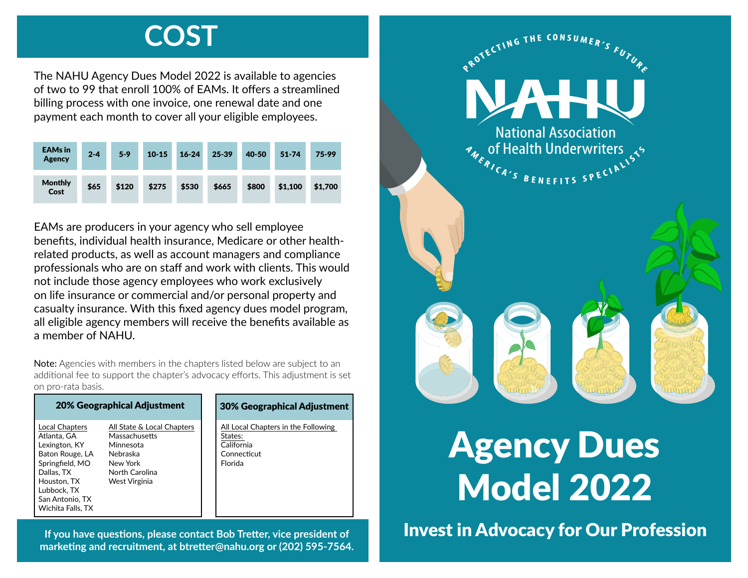# COST

The NAHU Agency Dues Model 2022 is available to agencies of two to 99 that enroll 100% of EAMs. It offers a streamlined billing process with one invoice, one renewal date and one payment each month to cover all your eligible employees.

| EAMs in Agency | 2-4 | 5-9 | 10-15 | 16-24 | 25-39 | 40-50 | 51-74 | 75-99 |
|---|---|---|---|---|---|---|---|---|
| Monthly Cost | $65 | $120 | $275 | $530 | $665 | $800 | $1,100 | $1,700 |

EAMs are producers in your agency who sell employee benefits, individual health insurance, Medicare or other health-related products, as well as account managers and compliance professionals who are on staff and work with clients. This would not include those agency employees who work exclusively on life insurance or commercial and/or personal property and casualty insurance. With this fixed agency dues model program, all eligible agency members will receive the benefits available as a member of NAHU.

**Note:** Agencies with members in the chapters listed below are subject to an additional fee to support the chapter's advocacy efforts. This adjustment is set on pro-rata basis.

### 20% Geographical Adjustment

| Local Chapters | All State & Local Chapters |
|---|---|
| Atlanta, GA | Massachusetts |
| Lexington, KY | Minnesota |
| Baton Rouge, LA | Nebraska |
| Springfield, MO | New York |
| Dallas, TX | North Carolina |
| Houston, TX | West Virginia |
| Lubbock, TX | |
| San Antonio, TX | |
| Wichita Falls, TX | |

### 30% Geographical Adjustment

All Local Chapters in the Following States:

- California
- Connecticut
- Florida

**If you have questions, please contact Bob Tretter, vice president of marketing and recruitment, at btretter@nahu.org or (202) 595-7564.**

PROTECTING THE CONSUMER'S FUTURE

NAHU

National Association of Health Underwriters

AMERICA'S BENEFITS SPECIALISTS

# Agency Dues Model 2022

## Invest in Advocacy for Our Profession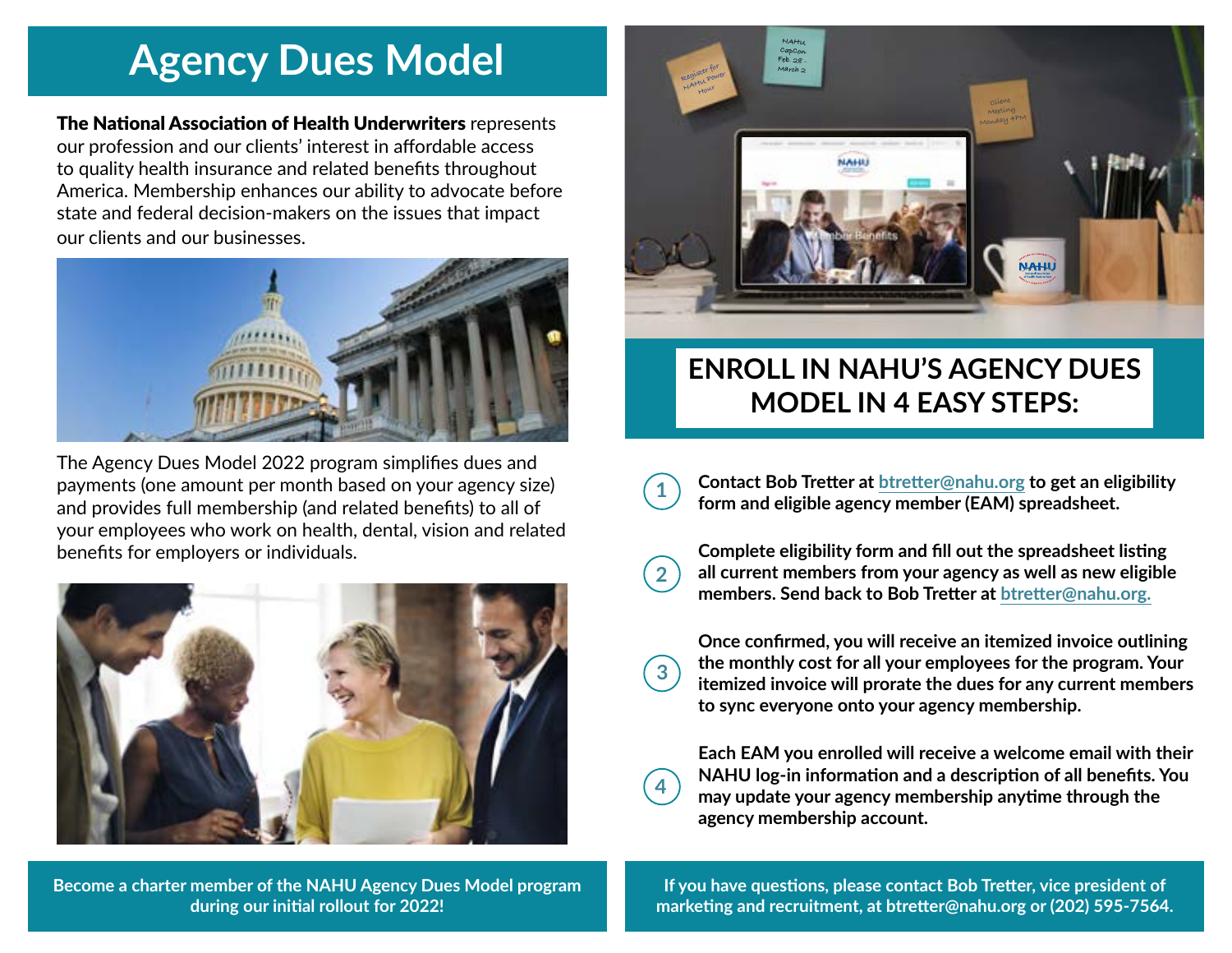# Agency Dues Model

**The National Association of Health Underwriters** represents our profession and our clients' interest in affordable access to quality health insurance and related benefits throughout America. Membership enhances our ability to advocate before state and federal decision-makers on the issues that impact our clients and our businesses.

The Agency Dues Model 2022 program simplifies dues and payments (one amount per month based on your agency size) and provides full membership (and related benefits) to all of your employees who work on health, dental, vision and related benefits for employers or individuals.

**Become a charter member of the NAHU Agency Dues Model program during our initial rollout for 2022!**

## ENROLL IN NAHU'S AGENCY DUES MODEL IN 4 EASY STEPS:

1. **Contact Bob Tretter at btretter@nahu.org to get an eligibility form and eligible agency member (EAM) spreadsheet.**
2. **Complete eligibility form and fill out the spreadsheet listing all current members from your agency as well as new eligible members. Send back to Bob Tretter at btretter@nahu.org.**
3. **Once confirmed, you will receive an itemized invoice outlining the monthly cost for all your employees for the program. Your itemized invoice will prorate the dues for any current members to sync everyone onto your agency membership.**
4. **Each EAM you enrolled will receive a welcome email with their NAHU log-in information and a description of all benefits. You may update your agency membership anytime through the agency membership account.**

**If you have questions, please contact Bob Tretter, vice president of marketing and recruitment, at btretter@nahu.org or (202) 595-7564.**